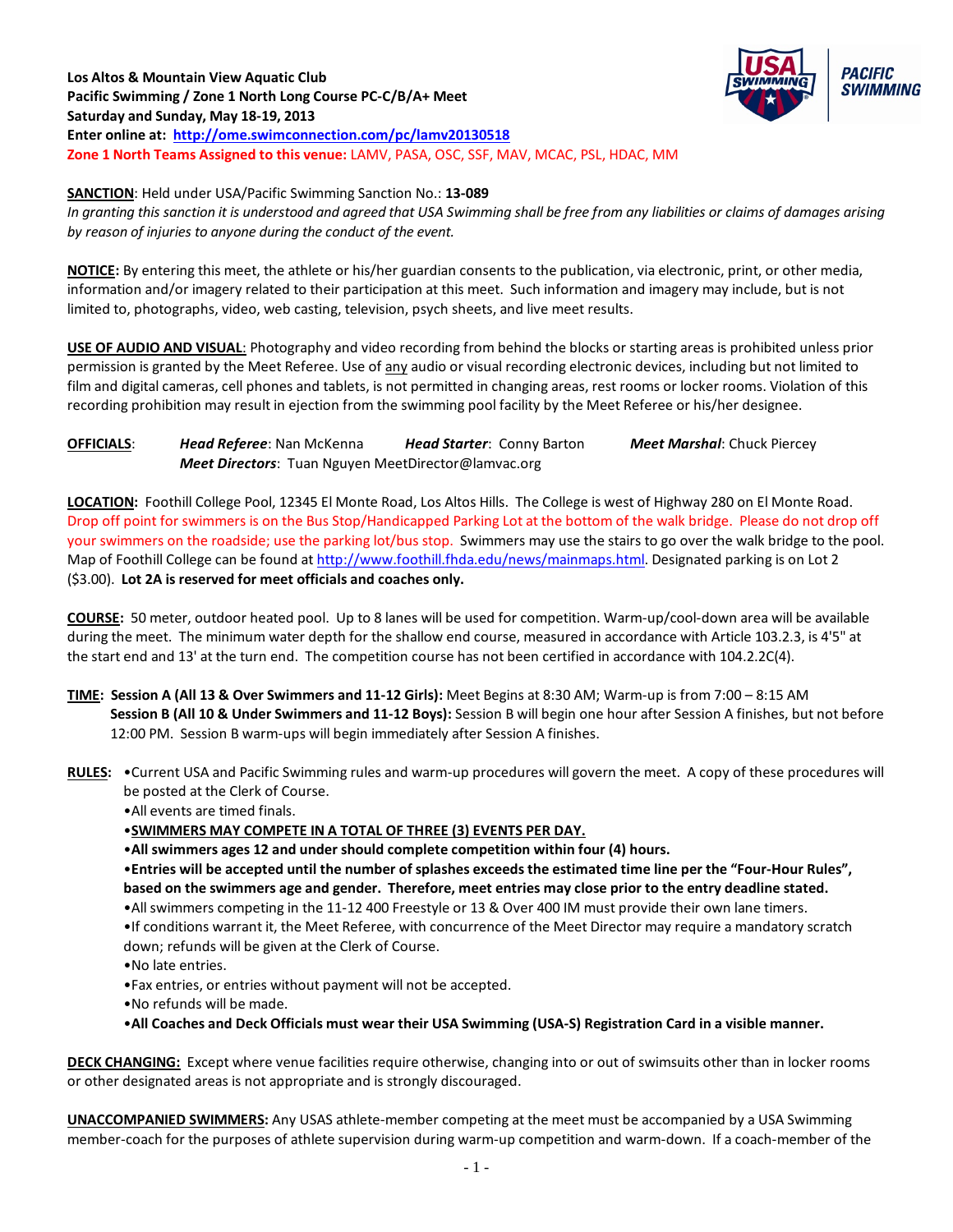**Los Altos & Mountain View Aquatic Club**
**Pacific Swimming / Zone 1 North Long Course PC-C/B/A+ Meet**
**Saturday and Sunday, May 18-19, 2013**
**Enter online at: [http://ome.swimconnection.com/pc/lamv20130518](http://ome.swimconnection.com/pc/lamv20130518)**
**Zone 1 North Teams Assigned to this venue:** LAMV, PASA, OSC, SSF, MAV, MCAC, PSL, HDAC, MM

**SANCTION**: Held under USA/Pacific Swimming Sanction No.: **13-089**
*In granting this sanction it is understood and agreed that USA Swimming shall be free from any liabilities or claims of damages arising by reason of injuries to anyone during the conduct of the event.*

**NOTICE:** By entering this meet, the athlete or his/her guardian consents to the publication, via electronic, print, or other media, information and/or imagery related to their participation at this meet. Such information and imagery may include, but is not limited to, photographs, video, web casting, television, psych sheets, and live meet results.

**USE OF AUDIO AND VISUAL**: Photography and video recording from behind the blocks or starting areas is prohibited unless prior permission is granted by the Meet Referee. Use of any audio or visual recording electronic devices, including but not limited to film and digital cameras, cell phones and tablets, is not permitted in changing areas, rest rooms or locker rooms. Violation of this recording prohibition may result in ejection from the swimming pool facility by the Meet Referee or his/her designee.

**OFFICIALS**: ***Head Referee***: Nan McKenna ***Head Starter***: Conny Barton ***Meet Marshal***: Chuck Piercey
***Meet Directors***: Tuan Nguyen MeetDirector@lamvac.org

**LOCATION:** Foothill College Pool, 12345 El Monte Road, Los Altos Hills. The College is west of Highway 280 on El Monte Road. Drop off point for swimmers is on the Bus Stop/Handicapped Parking Lot at the bottom of the walk bridge. Please do not drop off your swimmers on the roadside; use the parking lot/bus stop. Swimmers may use the stairs to go over the walk bridge to the pool. Map of Foothill College can be found at [http://www.foothill.fhda.edu/news/mainmaps.html](http://www.foothill.fhda.edu/news/mainmaps.html). Designated parking is on Lot 2 ($3.00). **Lot 2A is reserved for meet officials and coaches only.**

**COURSE:** 50 meter, outdoor heated pool. Up to 8 lanes will be used for competition. Warm-up/cool-down area will be available during the meet. The minimum water depth for the shallow end course, measured in accordance with Article 103.2.3, is 4'5" at the start end and 13' at the turn end. The competition course has not been certified in accordance with 104.2.2C(4).

**TIME**: **Session A (All 13 & Over Swimmers and 11-12 Girls):** Meet Begins at 8:30 AM; Warm-up is from 7:00 – 8:15 AM
**Session B (All 10 & Under Swimmers and 11-12 Boys):** Session B will begin one hour after Session A finishes, but not before 12:00 PM. Session B warm-ups will begin immediately after Session A finishes.

**RULES:**
- Current USA and Pacific Swimming rules and warm-up procedures will govern the meet. A copy of these procedures will be posted at the Clerk of Course.
- All events are timed finals.
- **SWIMMERS MAY COMPETE IN A TOTAL OF THREE (3) EVENTS PER DAY.**
- **All swimmers ages 12 and under should complete competition within four (4) hours.**
- **Entries will be accepted until the number of splashes exceeds the estimated time line per the "Four-Hour Rules", based on the swimmers age and gender. Therefore, meet entries may close prior to the entry deadline stated.**
- All swimmers competing in the 11-12 400 Freestyle or 13 & Over 400 IM must provide their own lane timers.
- If conditions warrant it, the Meet Referee, with concurrence of the Meet Director may require a mandatory scratch down; refunds will be given at the Clerk of Course.
- No late entries.
- Fax entries, or entries without payment will not be accepted.
- No refunds will be made.
- **All Coaches and Deck Officials must wear their USA Swimming (USA-S) Registration Card in a visible manner.**

**DECK CHANGING:** Except where venue facilities require otherwise, changing into or out of swimsuits other than in locker rooms or other designated areas is not appropriate and is strongly discouraged.

**UNACCOMPANIED SWIMMERS:** Any USAS athlete-member competing at the meet must be accompanied by a USA Swimming member-coach for the purposes of athlete supervision during warm-up competition and warm-down. If a coach-member of the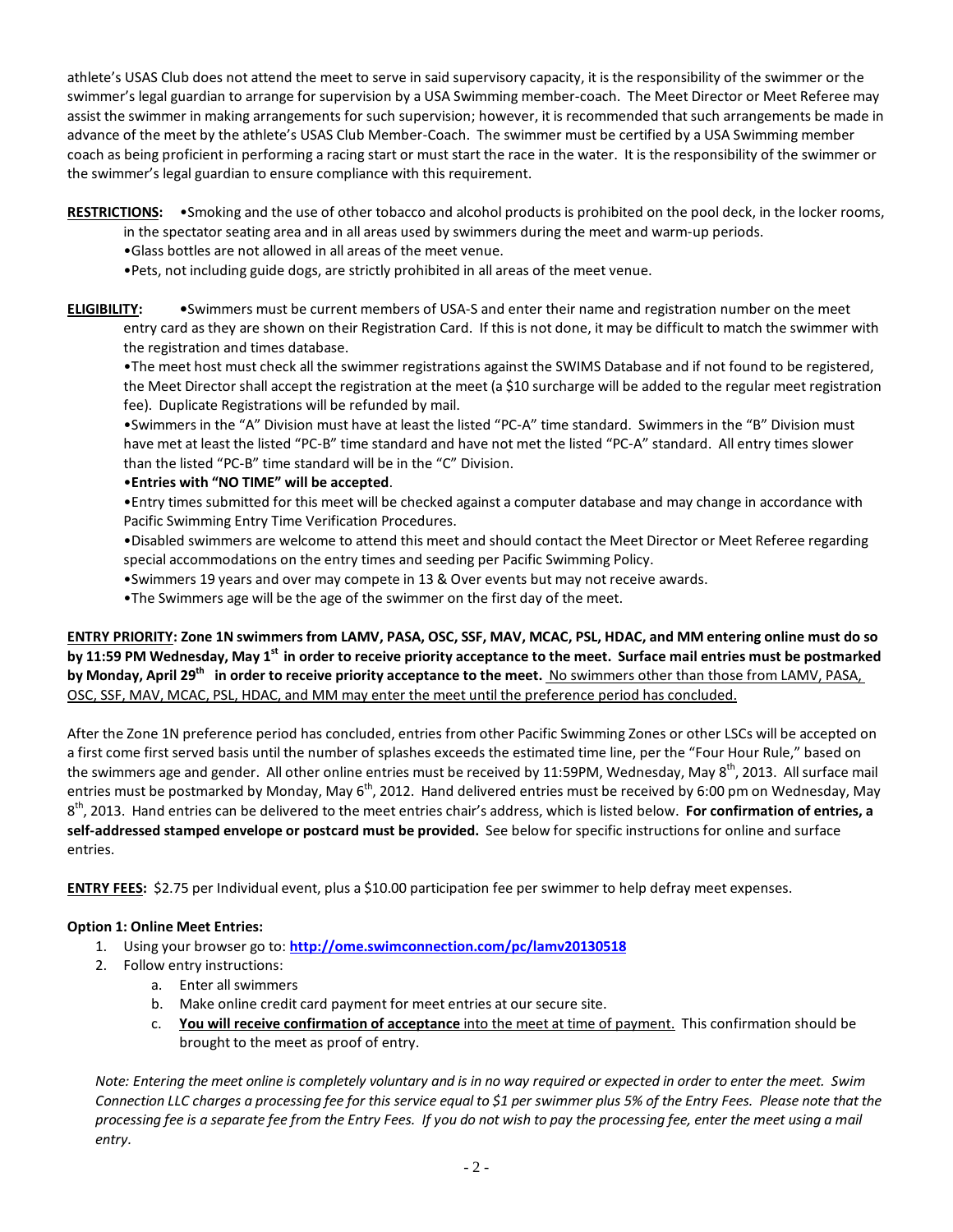athlete's USAS Club does not attend the meet to serve in said supervisory capacity, it is the responsibility of the swimmer or the swimmer's legal guardian to arrange for supervision by a USA Swimming member-coach. The Meet Director or Meet Referee may assist the swimmer in making arrangements for such supervision; however, it is recommended that such arrangements be made in advance of the meet by the athlete's USAS Club Member-Coach. The swimmer must be certified by a USA Swimming member coach as being proficient in performing a racing start or must start the race in the water. It is the responsibility of the swimmer or the swimmer's legal guardian to ensure compliance with this requirement.

**RESTRICTIONS:** •Smoking and the use of other tobacco and alcohol products is prohibited on the pool deck, in the locker rooms, in the spectator seating area and in all areas used by swimmers during the meet and warm-up periods.
•Glass bottles are not allowed in all areas of the meet venue.
•Pets, not including guide dogs, are strictly prohibited in all areas of the meet venue.

**ELIGIBILITY:** •Swimmers must be current members of USA-S and enter their name and registration number on the meet entry card as they are shown on their Registration Card. If this is not done, it may be difficult to match the swimmer with the registration and times database.
•The meet host must check all the swimmer registrations against the SWIMS Database and if not found to be registered, the Meet Director shall accept the registration at the meet (a $10 surcharge will be added to the regular meet registration fee). Duplicate Registrations will be refunded by mail.
•Swimmers in the "A" Division must have at least the listed "PC-A" time standard. Swimmers in the "B" Division must have met at least the listed "PC-B" time standard and have not met the listed "PC-A" standard. All entry times slower than the listed "PC-B" time standard will be in the "C" Division.
•**Entries with "NO TIME" will be accepted**.
•Entry times submitted for this meet will be checked against a computer database and may change in accordance with Pacific Swimming Entry Time Verification Procedures.
•Disabled swimmers are welcome to attend this meet and should contact the Meet Director or Meet Referee regarding special accommodations on the entry times and seeding per Pacific Swimming Policy.
•Swimmers 19 years and over may compete in 13 & Over events but may not receive awards.
•The Swimmers age will be the age of the swimmer on the first day of the meet.

**ENTRY PRIORITY: Zone 1N swimmers from LAMV, PASA, OSC, SSF, MAV, MCAC, PSL, HDAC, and MM entering online must do so by 11:59 PM Wednesday, May 1st in order to receive priority acceptance to the meet. Surface mail entries must be postmarked by Monday, April 29th in order to receive priority acceptance to the meet.** No swimmers other than those from LAMV, PASA, OSC, SSF, MAV, MCAC, PSL, HDAC, and MM may enter the meet until the preference period has concluded.

After the Zone 1N preference period has concluded, entries from other Pacific Swimming Zones or other LSCs will be accepted on a first come first served basis until the number of splashes exceeds the estimated time line, per the "Four Hour Rule," based on the swimmers age and gender. All other online entries must be received by 11:59PM, Wednesday, May 8th, 2013. All surface mail entries must be postmarked by Monday, May 6th, 2012. Hand delivered entries must be received by 6:00 pm on Wednesday, May 8th, 2013. Hand entries can be delivered to the meet entries chair's address, which is listed below. **For confirmation of entries, a self-addressed stamped envelope or postcard must be provided.** See below for specific instructions for online and surface entries.

**ENTRY FEES:** $2.75 per Individual event, plus a $10.00 participation fee per swimmer to help defray meet expenses.

**Option 1: Online Meet Entries:**

1. Using your browser go to: **http://ome.swimconnection.com/pc/lamv20130518**
2. Follow entry instructions:
    a. Enter all swimmers
    b. Make online credit card payment for meet entries at our secure site.
    c. **You will receive confirmation of acceptance** into the meet at time of payment. This confirmation should be brought to the meet as proof of entry.

*Note: Entering the meet online is completely voluntary and is in no way required or expected in order to enter the meet. Swim Connection LLC charges a processing fee for this service equal to $1 per swimmer plus 5% of the Entry Fees. Please note that the processing fee is a separate fee from the Entry Fees. If you do not wish to pay the processing fee, enter the meet using a mail entry.*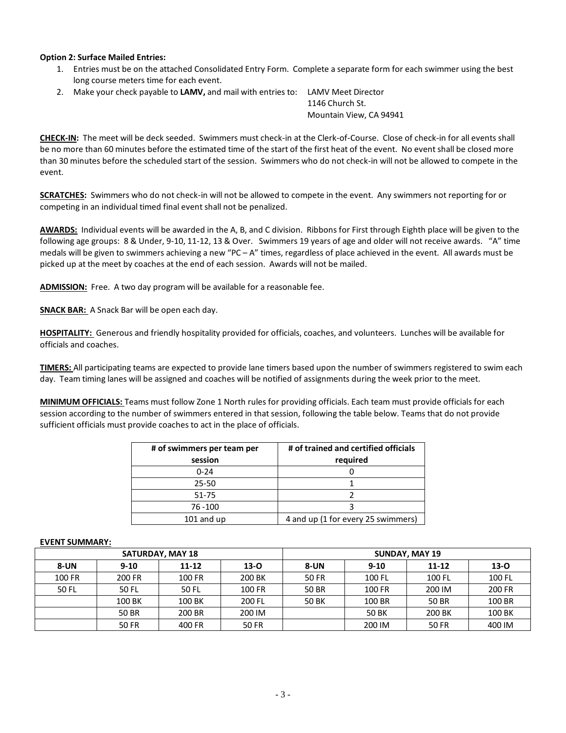**Option 2: Surface Mailed Entries:**

1. Entries must be on the attached Consolidated Entry Form. Complete a separate form for each swimmer using the best long course meters time for each event.
2. Make your check payable to **LAMV,** and mail with entries to: LAMV Meet Director
   1146 Church St.
   Mountain View, CA 94941

**CHECK-IN:** The meet will be deck seeded. Swimmers must check-in at the Clerk-of-Course. Close of check-in for all events shall be no more than 60 minutes before the estimated time of the start of the first heat of the event. No event shall be closed more than 30 minutes before the scheduled start of the session. Swimmers who do not check-in will not be allowed to compete in the event.

**SCRATCHES:** Swimmers who do not check-in will not be allowed to compete in the event. Any swimmers not reporting for or competing in an individual timed final event shall not be penalized.

**AWARDS:** Individual events will be awarded in the A, B, and C division. Ribbons for First through Eighth place will be given to the following age groups: 8 & Under, 9-10, 11-12, 13 & Over. Swimmers 19 years of age and older will not receive awards. "A" time medals will be given to swimmers achieving a new "PC – A" times, regardless of place achieved in the event. All awards must be picked up at the meet by coaches at the end of each session. Awards will not be mailed.

**ADMISSION:** Free. A two day program will be available for a reasonable fee.

**SNACK BAR:** A Snack Bar will be open each day.

**HOSPITALITY:** Generous and friendly hospitality provided for officials, coaches, and volunteers. Lunches will be available for officials and coaches.

**TIMERS:** All participating teams are expected to provide lane timers based upon the number of swimmers registered to swim each day. Team timing lanes will be assigned and coaches will be notified of assignments during the week prior to the meet.

**MINIMUM OFFICIALS:** Teams must follow Zone 1 North rules for providing officials. Each team must provide officials for each session according to the number of swimmers entered in that session, following the table below. Teams that do not provide sufficient officials must provide coaches to act in the place of officials.

| # of swimmers per team per session | # of trained and certified officials required |
|---|---|
| 0-24 | 0 |
| 25-50 | 1 |
| 51-75 | 2 |
| 76 -100 | 3 |
| 101 and up | 4 and up (1 for every 25 swimmers) |

**EVENT SUMMARY:**

| SATURDAY, MAY 18 | | | | SUNDAY, MAY 19 | | | |
|---|---|---|---|---|---|---|---|
| 8-UN | 9-10 | 11-12 | 13-O | 8-UN | 9-10 | 11-12 | 13-O |
| 100 FR | 200 FR | 100 FR | 200 BK | 50 FR | 100 FL | 100 FL | 100 FL |
| 50 FL | 50 FL | 50 FL | 100 FR | 50 BR | 100 FR | 200 IM | 200 FR |
| | 100 BK | 100 BK | 200 FL | 50 BK | 100 BR | 50 BR | 100 BR |
| | 50 BR | 200 BR | 200 IM | | 50 BK | 200 BK | 100 BK |
| | 50 FR | 400 FR | 50 FR | | 200 IM | 50 FR | 400 IM |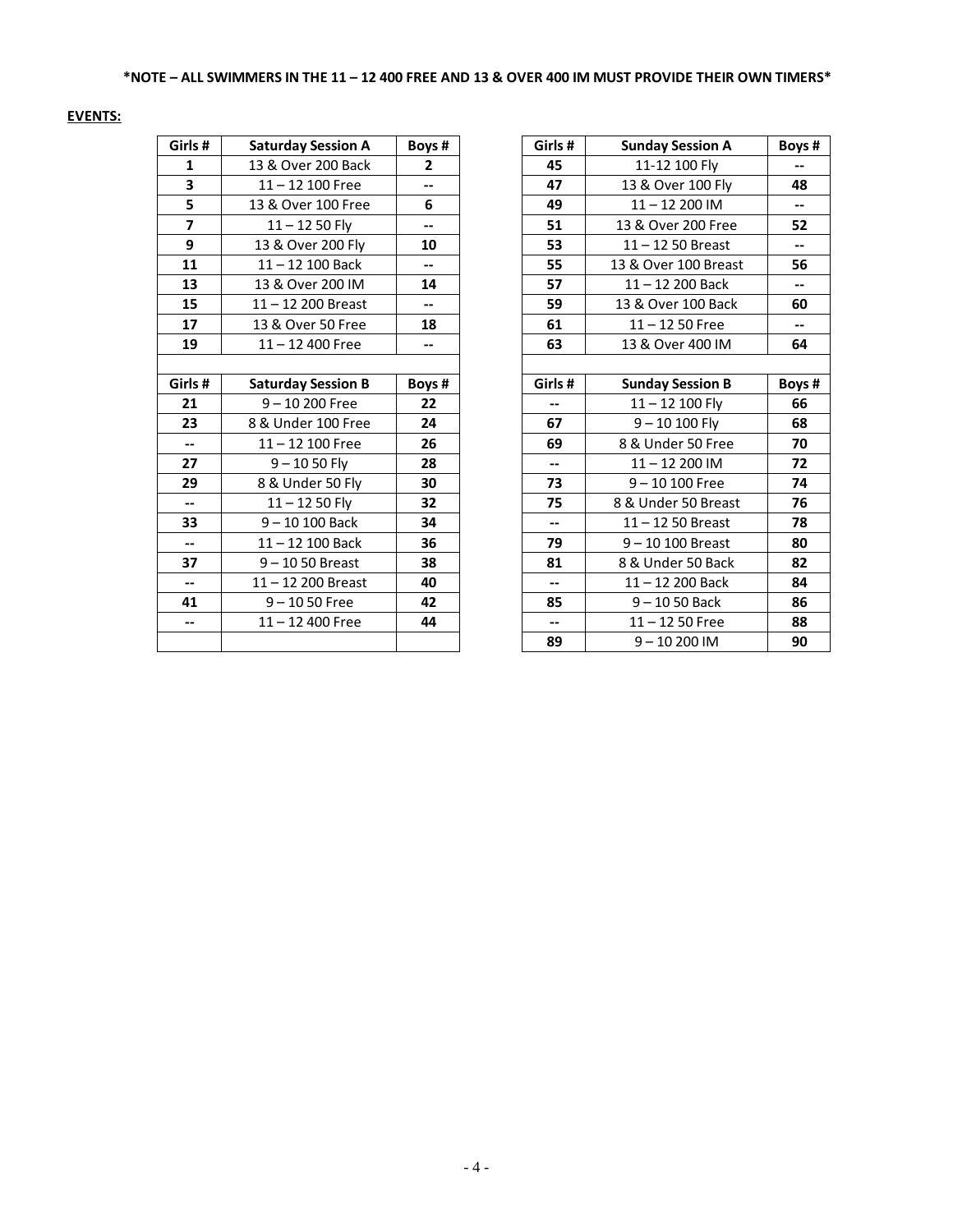**\*NOTE – ALL SWIMMERS IN THE 11 – 12 400 FREE AND 13 & OVER 400 IM MUST PROVIDE THEIR OWN TIMERS\***

**EVENTS:**

| Girls # | Saturday Session A | Boys # |
|---|---|---|
| **1** | 13 & Over 200 Back | **2** |
| **3** | 11 – 12 100 Free | **--** |
| **5** | 13 & Over 100 Free | **6** |
| **7** | 11 – 12 50 Fly | **--** |
| **9** | 13 & Over 200 Fly | **10** |
| **11** | 11 – 12 100 Back | **--** |
| **13** | 13 & Over 200 IM | **14** |
| **15** | 11 – 12 200 Breast | **--** |
| **17** | 13 & Over 50 Free | **18** |
| **19** | 11 – 12 400 Free | **--** |
| | | |
| **Girls #** | **Saturday Session B** | **Boys #** |
| **21** | 9 – 10 200 Free | **22** |
| **23** | 8 & Under 100 Free | **24** |
| **--** | 11 – 12 100 Free | **26** |
| **27** | 9 – 10 50 Fly | **28** |
| **29** | 8 & Under 50 Fly | **30** |
| **--** | 11 – 12 50 Fly | **32** |
| **33** | 9 – 10 100 Back | **34** |
| **--** | 11 – 12 100 Back | **36** |
| **37** | 9 – 10 50 Breast | **38** |
| **--** | 11 – 12 200 Breast | **40** |
| **41** | 9 – 10 50 Free | **42** |
| **--** | 11 – 12 400 Free | **44** |

| Girls # | Sunday Session A | Boys # |
|---|---|---|
| **45** | 11-12 100 Fly | **--** |
| **47** | 13 & Over 100 Fly | **48** |
| **49** | 11 – 12 200 IM | **--** |
| **51** | 13 & Over 200 Free | **52** |
| **53** | 11 – 12 50 Breast | **--** |
| **55** | 13 & Over 100 Breast | **56** |
| **57** | 11 – 12 200 Back | **--** |
| **59** | 13 & Over 100 Back | **60** |
| **61** | 11 – 12 50 Free | **--** |
| **63** | 13 & Over 400 IM | **64** |
| | | |
| **Girls #** | **Sunday Session B** | **Boys #** |
| **--** | 11 – 12 100 Fly | **66** |
| **67** | 9 – 10 100 Fly | **68** |
| **69** | 8 & Under 50 Free | **70** |
| **--** | 11 – 12 200 IM | **72** |
| **73** | 9 – 10 100 Free | **74** |
| **75** | 8 & Under 50 Breast | **76** |
| **--** | 11 – 12 50 Breast | **78** |
| **79** | 9 – 10 100 Breast | **80** |
| **81** | 8 & Under 50 Back | **82** |
| **--** | 11 – 12 200 Back | **84** |
| **85** | 9 – 10 50 Back | **86** |
| **--** | 11 – 12 50 Free | **88** |
| **89** | 9 – 10 200 IM | **90** |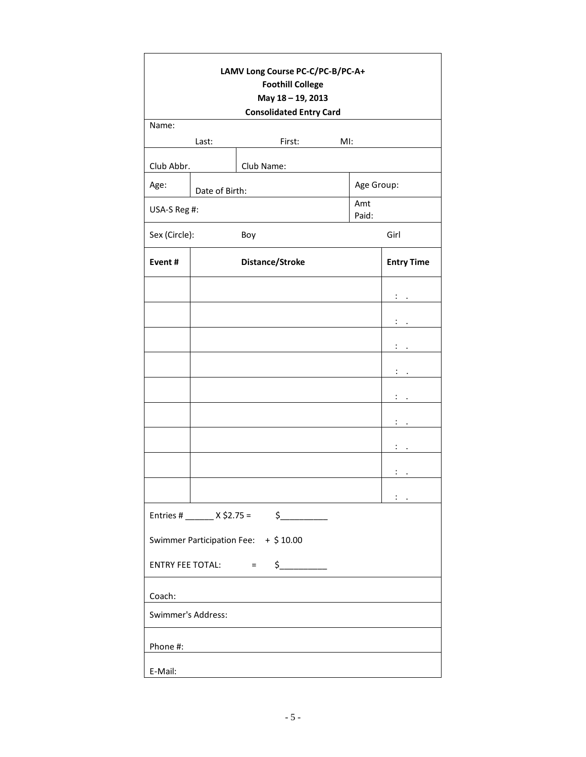**LAMV Long Course PC-C/PC-B/PC-A+**
**Foothill College**
**May 18 – 19, 2013**
**Consolidated Entry Card**

Name:
Last: First: MI:

| | |
|---|---|
| Club Abbr. | Club Name: |

| | | |
|---|---|---|
| Age: | Date of Birth: | Age Group: |
| USA-S Reg #: | | Amt Paid: |

Sex (Circle): Boy Girl

| **Event #** | **Distance/Stroke** | **Entry Time** |
|---|---|---|
| | | : . |
| | | : . |
| | | : . |
| | | : . |
| | | : . |
| | | : . |
| | | : . |
| | | : . |
| | | : . |

Entries # ______ X $2.75 = $__________

Swimmer Participation Fee: + $ 10.00

ENTRY FEE TOTAL: = $__________

Coach:

Swimmer's Address:

Phone #:

E-Mail: